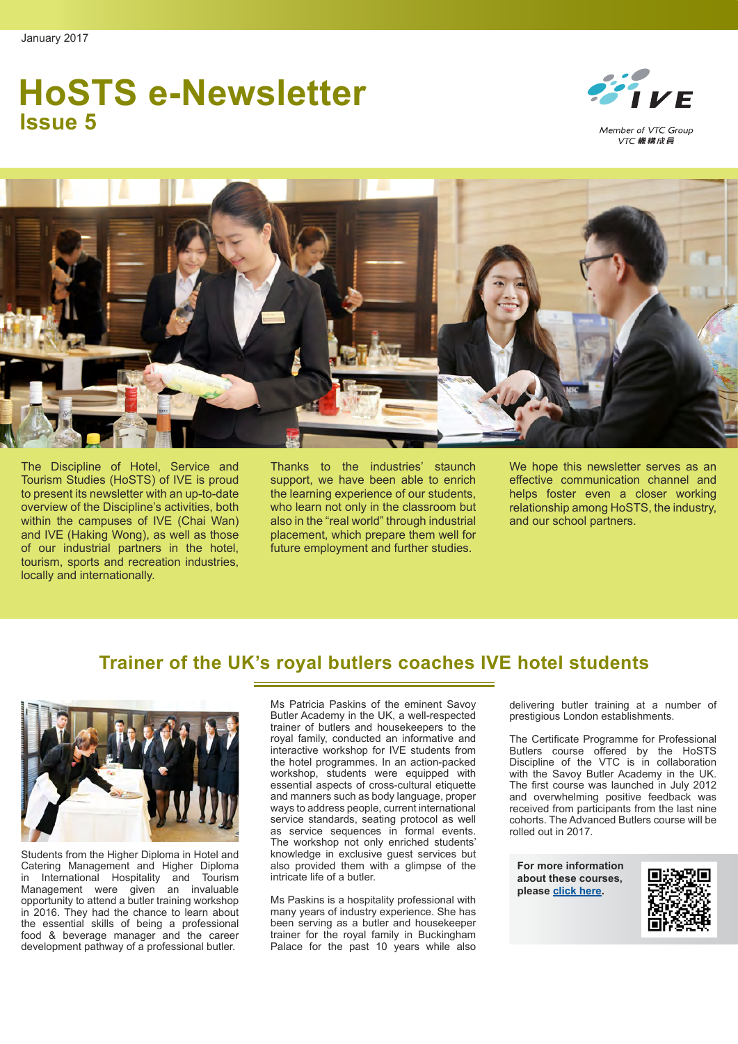January 2017

# HoSTS e-Newsletter

## Issue 5

Member of VTC Group
VTC 機構成員

The Discipline of Hotel, Service and Tourism Studies (HoSTS) of IVE is proud to present its newsletter with an up-to-date overview of the Discipline's activities, both within the campuses of IVE (Chai Wan) and IVE (Haking Wong), as well as those of our industrial partners in the hotel, tourism, sports and recreation industries, locally and internationally.

Thanks to the industries' staunch support, we have been able to enrich the learning experience of our students, who learn not only in the classroom but also in the "real world" through industrial placement, which prepare them well for future employment and further studies.

We hope this newsletter serves as an effective communication channel and helps foster even a closer working relationship among HoSTS, the industry, and our school partners.

## Trainer of the UK's royal butlers coaches IVE hotel students

Students from the Higher Diploma in Hotel and Catering Management and Higher Diploma in International Hospitality and Tourism Management were given an invaluable opportunity to attend a butler training workshop in 2016. They had the chance to learn about the essential skills of being a professional food & beverage manager and the career development pathway of a professional butler.

Ms Patricia Paskins of the eminent Savoy Butler Academy in the UK, a well-respected trainer of butlers and housekeepers to the royal family, conducted an informative and interactive workshop for IVE students from the hotel programmes. In an action-packed workshop, students were equipped with essential aspects of cross-cultural etiquette and manners such as body language, proper ways to address people, current international service standards, seating protocol as well as service sequences in formal events. The workshop not only enriched students' knowledge in exclusive guest services but also provided them with a glimpse of the intricate life of a butler.

Ms Paskins is a hospitality professional with many years of industry experience. She has been serving as a butler and housekeeper trainer for the royal family in Buckingham Palace for the past 10 years while also delivering butler training at a number of prestigious London establishments.

The Certificate Programme for Professional Butlers course offered by the HoSTS Discipline of the VTC is in collaboration with the Savoy Butler Academy in the UK. The first course was launched in July 2012 and overwhelming positive feedback was received from participants from the last nine cohorts. The Advanced Butlers course will be rolled out in 2017.

**For more information about these courses, please click here.**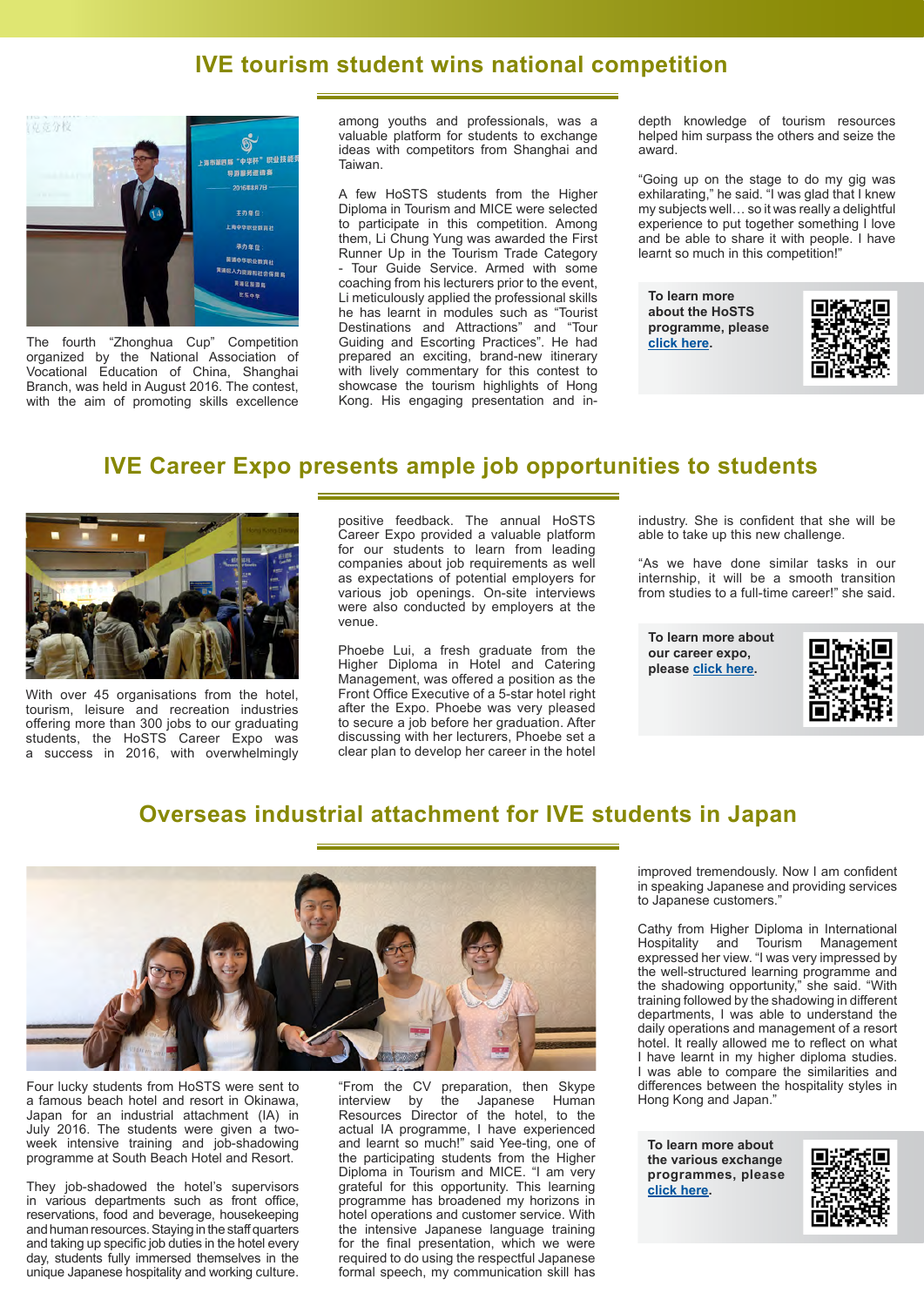## IVE tourism student wins national competition

The fourth "Zhonghua Cup" Competition organized by the National Association of Vocational Education of China, Shanghai Branch, was held in August 2016. The contest, with the aim of promoting skills excellence among youths and professionals, was a valuable platform for students to exchange ideas with competitors from Shanghai and Taiwan.

A few HoSTS students from the Higher Diploma in Tourism and MICE were selected to participate in this competition. Among them, Li Chung Yung was awarded the First Runner Up in the Tourism Trade Category - Tour Guide Service. Armed with some coaching from his lecturers prior to the event, Li meticulously applied the professional skills he has learnt in modules such as "Tourist Destinations and Attractions" and "Tour Guiding and Escorting Practices". He had prepared an exciting, brand-new itinerary with lively commentary for this contest to showcase the tourism highlights of Hong Kong. His engaging presentation and in-depth knowledge of tourism resources helped him surpass the others and seize the award.

"Going up on the stage to do my gig was exhilarating," he said. "I was glad that I knew my subjects well… so it was really a delightful experience to put together something I love and be able to share it with people. I have learnt so much in this competition!"

**To learn more about the HoSTS programme, please click here.**

## IVE Career Expo presents ample job opportunities to students

With over 45 organisations from the hotel, tourism, leisure and recreation industries offering more than 300 jobs to our graduating students, the HoSTS Career Expo was a success in 2016, with overwhelmingly positive feedback. The annual HoSTS Career Expo provided a valuable platform for our students to learn from leading companies about job requirements as well as expectations of potential employers for various job openings. On-site interviews were also conducted by employers at the venue.

Phoebe Lui, a fresh graduate from the Higher Diploma in Hotel and Catering Management, was offered a position as the Front Office Executive of a 5-star hotel right after the Expo. Phoebe was very pleased to secure a job before her graduation. After discussing with her lecturers, Phoebe set a clear plan to develop her career in the hotel industry. She is confident that she will be able to take up this new challenge.

"As we have done similar tasks in our internship, it will be a smooth transition from studies to a full-time career!" she said.

**To learn more about our career expo, please click here.**

## Overseas industrial attachment for IVE students in Japan

Four lucky students from HoSTS were sent to a famous beach hotel and resort in Okinawa, Japan for an industrial attachment (IA) in July 2016. The students were given a two-week intensive training and job-shadowing programme at South Beach Hotel and Resort.

They job-shadowed the hotel's supervisors in various departments such as front office, reservations, food and beverage, housekeeping and human resources. Staying in the staff quarters and taking up specific job duties in the hotel every day, students fully immersed themselves in the unique Japanese hospitality and working culture.

"From the CV preparation, then Skype interview by the Japanese Human Resources Director of the hotel, to the actual IA programme, I have experienced and learnt so much!" said Yee-ting, one of the participating students from the Higher Diploma in Tourism and MICE. "I am very grateful for this opportunity. This learning programme has broadened my horizons in hotel operations and customer service. With the intensive Japanese language training for the final presentation, which we were required to do using the respectful Japanese formal speech, my communication skill has improved tremendously. Now I am confident in speaking Japanese and providing services to Japanese customers."

Cathy from Higher Diploma in International Hospitality and Tourism Management expressed her view. "I was very impressed by the well-structured learning programme and the shadowing opportunity," she said. "With training followed by the shadowing in different departments, I was able to understand the daily operations and management of a resort hotel. It really allowed me to reflect on what I have learnt in my higher diploma studies. I was able to compare the similarities and differences between the hospitality styles in Hong Kong and Japan."

**To learn more about the various exchange programmes, please click here.**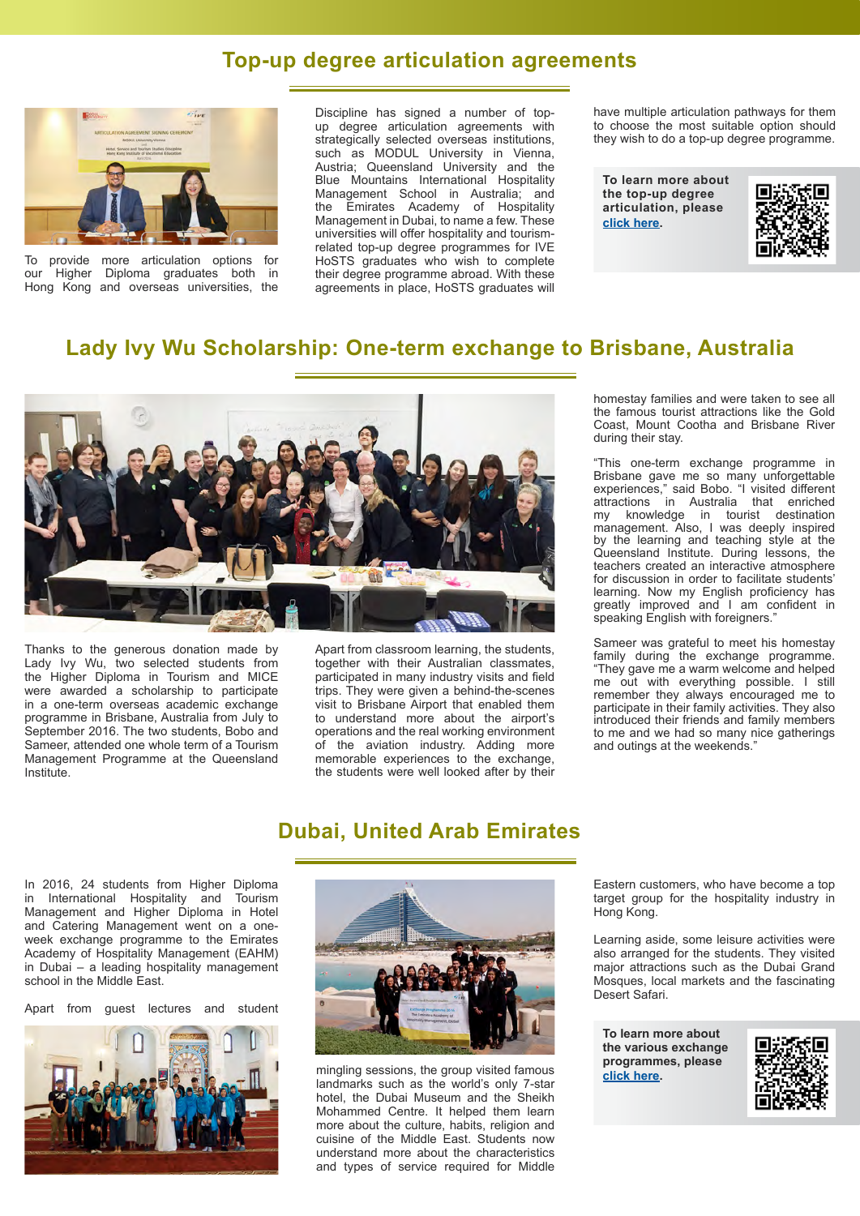## Top-up degree articulation agreements

To provide more articulation options for our Higher Diploma graduates both in Hong Kong and overseas universities, the Discipline has signed a number of top-up degree articulation agreements with strategically selected overseas institutions, such as MODUL University in Vienna, Austria; Queensland University and the Blue Mountains International Hospitality Management School in Australia; and the Emirates Academy of Hospitality Management in Dubai, to name a few. These universities will offer hospitality and tourism-related top-up degree programmes for IVE HoSTS graduates who wish to complete their degree programme abroad. With these agreements in place, HoSTS graduates will have multiple articulation pathways for them to choose the most suitable option should they wish to do a top-up degree programme.

**To learn more about the top-up degree articulation, please click here.**

## Lady Ivy Wu Scholarship: One-term exchange to Brisbane, Australia

Thanks to the generous donation made by Lady Ivy Wu, two selected students from the Higher Diploma in Tourism and MICE were awarded a scholarship to participate in a one-term overseas academic exchange programme in Brisbane, Australia from July to September 2016. The two students, Bobo and Sameer, attended one whole term of a Tourism Management Programme at the Queensland Institute.

Apart from classroom learning, the students, together with their Australian classmates, participated in many industry visits and field trips. They were given a behind-the-scenes visit to Brisbane Airport that enabled them to understand more about the airport's operations and the real working environment of the aviation industry. Adding more memorable experiences to the exchange, the students were well looked after by their homestay families and were taken to see all the famous tourist attractions like the Gold Coast, Mount Cootha and Brisbane River during their stay.

"This one-term exchange programme in Brisbane gave me so many unforgettable experiences," said Bobo. "I visited different attractions in Australia that enriched my knowledge in tourist destination management. Also, I was deeply inspired by the learning and teaching style at the Queensland Institute. During lessons, the teachers created an interactive atmosphere for discussion in order to facilitate students' learning. Now my English proficiency has greatly improved and I am confident in speaking English with foreigners."

Sameer was grateful to meet his homestay family during the exchange programme. "They gave me a warm welcome and helped me out with everything possible. I still remember they always encouraged me to participate in their family activities. They also introduced their friends and family members to me and we had so many nice gatherings and outings at the weekends."

## Dubai, United Arab Emirates

In 2016, 24 students from Higher Diploma in International Hospitality and Tourism Management and Higher Diploma in Hotel and Catering Management went on a one-week exchange programme to the Emirates Academy of Hospitality Management (EAHM) in Dubai – a leading hospitality management school in the Middle East.

Apart from guest lectures and student mingling sessions, the group visited famous landmarks such as the world's only 7-star hotel, the Dubai Museum and the Sheikh Mohammed Centre. It helped them learn more about the culture, habits, religion and cuisine of the Middle East. Students now understand more about the characteristics and types of service required for Middle Eastern customers, who have become a top target group for the hospitality industry in Hong Kong.

Learning aside, some leisure activities were also arranged for the students. They visited major attractions such as the Dubai Grand Mosques, local markets and the fascinating Desert Safari.

**To learn more about the various exchange programmes, please click here.**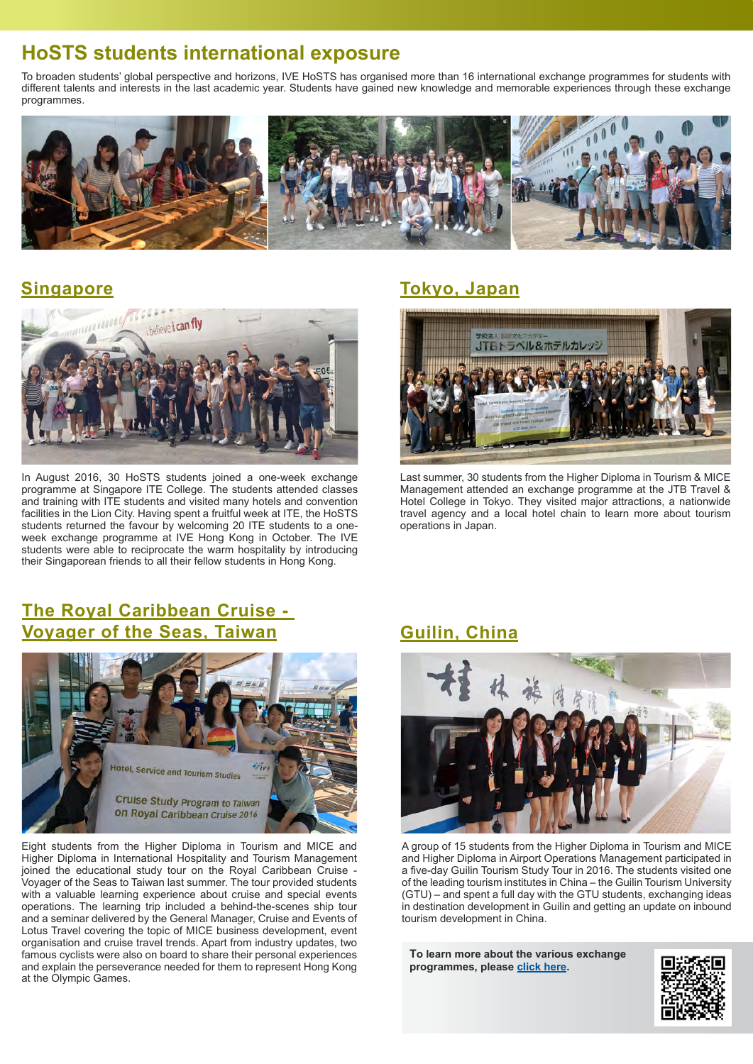# HoSTS students international exposure

To broaden students' global perspective and horizons, IVE HoSTS has organised more than 16 international exchange programmes for students with different talents and interests in the last academic year. Students have gained new knowledge and memorable experiences through these exchange programmes.

## Singapore

In August 2016, 30 HoSTS students joined a one-week exchange programme at Singapore ITE College. The students attended classes and training with ITE students and visited many hotels and convention facilities in the Lion City. Having spent a fruitful week at ITE, the HoSTS students returned the favour by welcoming 20 ITE students to a one-week exchange programme at IVE Hong Kong in October. The IVE students were able to reciprocate the warm hospitality by introducing their Singaporean friends to all their fellow students in Hong Kong.

## Tokyo, Japan

Last summer, 30 students from the Higher Diploma in Tourism & MICE Management attended an exchange programme at the JTB Travel & Hotel College in Tokyo. They visited major attractions, a nationwide travel agency and a local hotel chain to learn more about tourism operations in Japan.

## The Royal Caribbean Cruise - Voyager of the Seas, Taiwan

Eight students from the Higher Diploma in Tourism and MICE and Higher Diploma in International Hospitality and Tourism Management joined the educational study tour on the Royal Caribbean Cruise - Voyager of the Seas to Taiwan last summer. The tour provided students with a valuable learning experience about cruise and special events operations. The learning trip included a behind-the-scenes ship tour and a seminar delivered by the General Manager, Cruise and Events of Lotus Travel covering the topic of MICE business development, event organisation and cruise travel trends. Apart from industry updates, two famous cyclists were also on board to share their personal experiences and explain the perseverance needed for them to represent Hong Kong at the Olympic Games.

## Guilin, China

A group of 15 students from the Higher Diploma in Tourism and MICE and Higher Diploma in Airport Operations Management participated in a five-day Guilin Tourism Study Tour in 2016. The students visited one of the leading tourism institutes in China – the Guilin Tourism University (GTU) – and spent a full day with the GTU students, exchanging ideas in destination development in Guilin and getting an update on inbound tourism development in China.

**To learn more about the various exchange programmes, please [click here](#).**